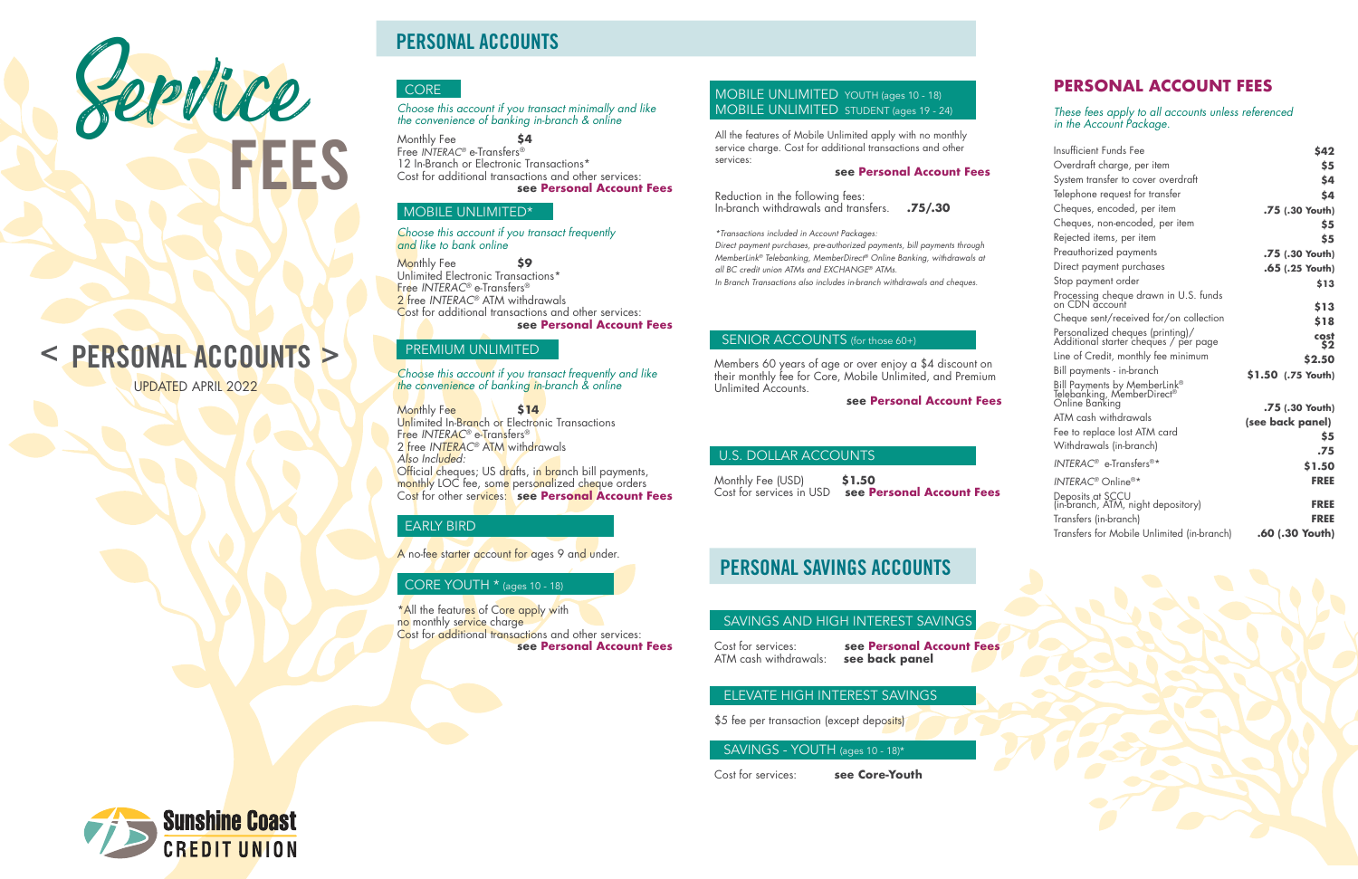# Service FEES

## < PERSONAL ACCOUNTS >

UPDATED APRIL 2022

# PERSONAL ACCOUNTS

### CORE

*Choose this account if you transact minimally and like the convenience of banking in-branch & online*

Monthly Fee **$4**
Free *INTERAC*® e-Transfers®
12 In-Branch or Electronic Transactions*
Cost for additional transactions and other services: **see Personal Account Fees**

### MOBILE UNLIMITED*

*Choose this account if you transact frequently and like to bank online*

Monthly Fee **$9**
Unlimited Electronic Transactions*
Free *INTERAC*® e-Transfers®
2 free *INTERAC*® ATM withdrawals
Cost for additional transactions and other services: **see Personal Account Fees**

### PREMIUM UNLIMITED

*Choose this account if you transact frequently and like the convenience of banking in-branch & online*

Monthly Fee **$14**
Unlimited In-Branch or Electronic Transactions
Free *INTERAC*® e-Transfers®
2 free *INTERAC*® ATM withdrawals
*Also Included:*
Official cheques; US drafts, in branch bill payments, monthly LOC fee, some personalized cheque orders
Cost for other services: **see Personal Account Fees**

### EARLY BIRD

A no-fee starter account for ages 9 and under.

### CORE YOUTH * (ages 10 - 18)

*All the features of Core apply with no monthly service charge
Cost for additional transactions and other services: **see Personal Account Fees**

### MOBILE UNLIMITED YOUTH (ages 10 - 18)
### MOBILE UNLIMITED STUDENT (ages 19 - 24)

All the features of Mobile Unlimited apply with no monthly service charge. Cost for additional transactions and other services: **see Personal Account Fees**

Reduction in the following fees:
In-branch withdrawals and transfers. **.75/.30**

*\*Transactions included in Account Packages:*
*Direct payment purchases, pre-authorized payments, bill payments through MemberLink® Telebanking, MemberDirect® Online Banking, withdrawals at all BC credit union ATMs and EXCHANGE® ATMs.*
*In Branch Transactions also includes in-branch withdrawals and cheques.*

### SENIOR ACCOUNTS (for those 60+)

Members 60 years of age or over enjoy a $4 discount on their monthly fee for Core, Mobile Unlimited, and Premium Unlimited Accounts.
**see Personal Account Fees**

### U.S. DOLLAR ACCOUNTS

Monthly Fee (USD) **$1.50**
Cost for services in USD **see Personal Account Fees**

# PERSONAL SAVINGS ACCOUNTS

### SAVINGS AND HIGH INTEREST SAVINGS

Cost for services: **see Personal Account Fees**
ATM cash withdrawals: **see back panel**

### ELEVATE HIGH INTEREST SAVINGS

$5 fee per transaction (except deposits)

### SAVINGS - YOUTH (ages 10 - 18)*

Cost for services: **see Core-Youth**

# PERSONAL ACCOUNT FEES

*These fees apply to all accounts unless referenced in the Account Package.*

| Service | Fee |
|---|---|
| Insufficient Funds Fee | $42 |
| Overdraft charge, per item | $5 |
| System transfer to cover overdraft | $4 |
| Telephone request for transfer | $4 |
| Cheques, encoded, per item | .75 (.30 Youth) |
| Cheques, non-encoded, per item | $5 |
| Rejected items, per item | $5 |
| Preauthorized payments | .75 (.30 Youth) |
| Direct payment purchases | .65 (.25 Youth) |
| Stop payment order | $13 |
| Processing cheque drawn in U.S. funds on CDN account | $13 |
| Cheque sent/received for/on collection | $18 |
| Personalized cheques (printing)/ Additional starter cheques / per page | cost $2 |
| Line of Credit, monthly fee minimum | $2.50 |
| Bill payments - in-branch | $1.50 (.75 Youth) |
| Bill Payments by MemberLink® Telebanking, MemberDirect® Online Banking | .75 (.30 Youth) |
| ATM cash withdrawals | (see back panel) |
| Fee to replace lost ATM card | $5 |
| Withdrawals (in-branch) | .75 |
| *INTERAC*® e-Transfers®* | $1.50 |
| *INTERAC*® Online®* | FREE |
| Deposits at SCCU (in-branch, ATM, night depository) | FREE |
| Transfers (in-branch) | FREE |
| Transfers for Mobile Unlimited (in-branch) | .60 (.30 Youth) |

Sunshine Coast CREDIT UNION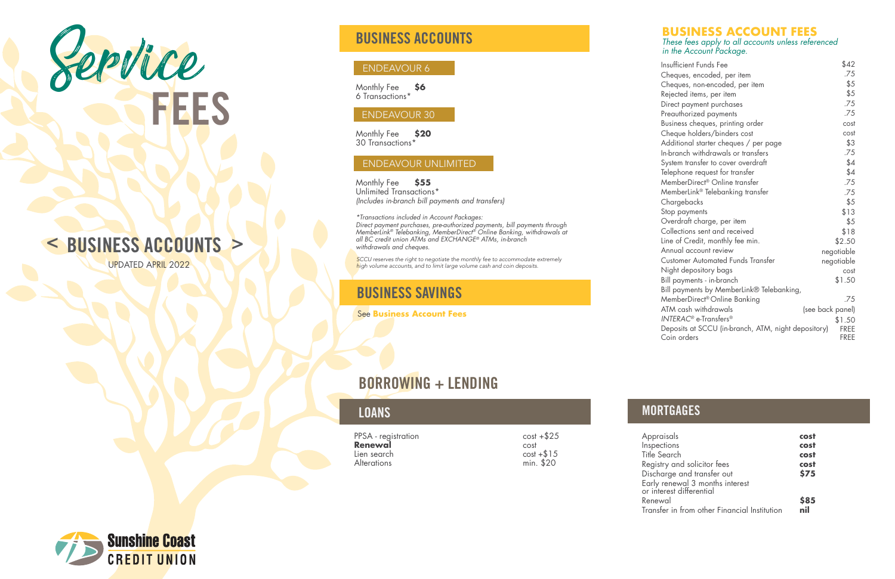# Service FEES

## < BUSINESS ACCOUNTS >

UPDATED APRIL 2022

## BUSINESS ACCOUNTS

### ENDEAVOUR 6

Monthly Fee **$6**
6 Transactions*

### ENDEAVOUR 30

Monthly Fee **$20**
30 Transactions*

### ENDEAVOUR UNLIMITED

Monthly Fee **$55**
Unlimited Transactions*
*(Includes in-branch bill payments and transfers)*

*\*Transactions included in Account Packages:*
*Direct payment purchases, pre-authorized payments, bill payments through MemberLink® Telebanking, MemberDirect® Online Banking, withdrawals at all BC credit union ATMs and EXCHANGE® ATMs, in-branch withdrawals and cheques.*

*SCCU reserves the right to negotiate the monthly fee to accommodate extremely high volume accounts, and to limit large volume cash and coin deposits.*

## BUSINESS SAVINGS

See **Business Account Fees**

## BUSINESS ACCOUNT FEES

*These fees apply to all accounts unless referenced in the Account Package.*

| Fee | Amount |
|---|---|
| Insufficient Funds Fee | $42 |
| Cheques, encoded, per item | .75 |
| Cheques, non-encoded, per item | $5 |
| Rejected items, per item | $5 |
| Direct payment purchases | .75 |
| Preauthorized payments | .75 |
| Business cheques, printing order | cost |
| Cheque holders/binders cost | cost |
| Additional starter cheques / per page | $3 |
| In-branch withdrawals or transfers | .75 |
| System transfer to cover overdraft | $4 |
| Telephone request for transfer | $4 |
| MemberDirect® Online transfer | .75 |
| MemberLink® Telebanking transfer | .75 |
| Chargebacks | $5 |
| Stop payments | $13 |
| Overdraft charge, per item | $5 |
| Collections sent and received | $18 |
| Line of Credit, monthly fee min. | $2.50 |
| Annual account review | negotiable |
| Customer Automated Funds Transfer | negotiable |
| Night depository bags | cost |
| Bill payments - in-branch | $1.50 |
| Bill payments by MemberLink® Telebanking, MemberDirect® Online Banking | .75 |
| ATM cash withdrawals | (see back panel) |
| *INTERAC®* e-Transfers® | $1.50 |
| Deposits at SCCU (in-branch, ATM, night depository) | FREE |
| Coin orders | FREE |

## BORROWING + LENDING

### LOANS

| Item | Fee |
|---|---|
| PPSA - registration | cost +$25 |
| **Renewal** | cost |
| Lien search | cost +$15 |
| Alterations | min. $20 |

### MORTGAGES

| Item | Fee |
|---|---|
| Appraisals | **cost** |
| Inspections | **cost** |
| Title Search | **cost** |
| Registry and solicitor fees | **cost** |
| Discharge and transfer out | **$75** |
| Early renewal 3 months interest or interest differential | |
| Renewal | **$85** |
| Transfer in from other Financial Institution | **nil** |

Sunshine Coast CREDIT UNION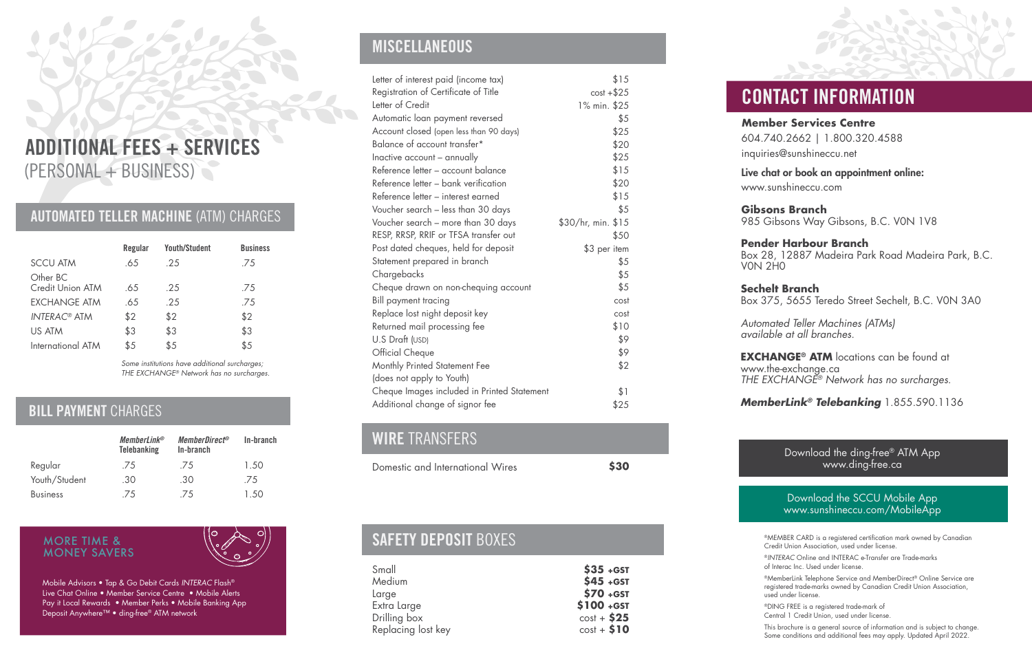# ADDITIONAL FEES + SERVICES (PERSONAL + BUSINESS)

## AUTOMATED TELLER MACHINE (ATM) CHARGES

| | Regular | Youth/Student | Business |
|---|---|---|---|
| SCCU ATM | .65 | .25 | .75 |
| Other BC Credit Union ATM | .65 | .25 | .75 |
| EXCHANGE ATM | .65 | .25 | .75 |
| *INTERAC®* ATM | $2 | $2 | $2 |
| US ATM | $3 | $3 | $3 |
| International ATM | $5 | $5 | $5 |

*Some institutions have additional surcharges; THE EXCHANGE® Network has no surcharges.*

## BILL PAYMENT CHARGES

| | *MemberLink®* Telebanking | *MemberDirect®* In-branch | In-branch |
|---|---|---|---|
| Regular | .75 | .75 | 1.50 |
| Youth/Student | .30 | .30 | .75 |
| Business | .75 | .75 | 1.50 |

### MORE TIME & MONEY SAVERS

Mobile Advisors • Tap & Go Debit Cards *INTERAC* Flash® Live Chat Online • Member Service Centre • Mobile Alerts Pay it Local Rewards • Member Perks • Mobile Banking App Deposit Anywhere™ • ding-free® ATM network

## MISCELLANEOUS

| | |
|---|---|
| Letter of interest paid (income tax) | $15 |
| Registration of Certificate of Title | cost +$25 |
| Letter of Credit | 1% min. $25 |
| Automatic loan payment reversed | $5 |
| Account closed (open less than 90 days) | $25 |
| Balance of account transfer* | $20 |
| Inactive account – annually | $25 |
| Reference letter – account balance | $15 |
| Reference letter – bank verification | $20 |
| Reference letter – interest earned | $15 |
| Voucher search – less than 30 days | $5 |
| Voucher search – more than 30 days | $30/hr, min. $15 |
| RESP, RRSP, RRIF or TFSA transfer out | $50 |
| Post dated cheques, held for deposit | $3 per item |
| Statement prepared in branch | $5 |
| Chargebacks | $5 |
| Cheque drawn on non-chequing account | $5 |
| Bill payment tracing | cost |
| Replace lost night deposit key | cost |
| Returned mail processing fee | $10 |
| U.S Draft (USD) | $9 |
| Official Cheque | $9 |
| Monthly Printed Statement Fee (does not apply to Youth) | $2 |
| Cheque Images included in Printed Statement | $1 |
| Additional change of signor fee | $25 |

## WIRE TRANSFERS

| | |
|---|---|
| Domestic and International Wires | **$30** |

## SAFETY DEPOSIT BOXES

| | |
|---|---|
| Small | **$35 +GST** |
| Medium | **$45 +GST** |
| Large | **$70 +GST** |
| Extra Large | **$100 +GST** |
| Drilling box | cost + **$25** |
| Replacing lost key | cost + **$10** |

## CONTACT INFORMATION

**Member Services Centre**
604.740.2662 | 1.800.320.4588
inquiries@sunshineccu.net

**Live chat or book an appointment online:**
www.sunshineccu.com

**Gibsons Branch**
985 Gibsons Way Gibsons, B.C. V0N 1V8

**Pender Harbour Branch**
Box 28, 12887 Madeira Park Road Madeira Park, B.C. V0N 2H0

**Sechelt Branch**
Box 375, 5655 Teredo Street Sechelt, B.C. V0N 3A0

*Automated Teller Machines (ATMs) available at all branches.*

**EXCHANGE® ATM** locations can be found at www.the-exchange.ca
*THE EXCHANGE® Network has no surcharges.*

***MemberLink® Telebanking*** 1.855.590.1136

Download the ding-free® ATM App
www.ding-free.ca

Download the SCCU Mobile App
www.sunshineccu.com/MobileApp

®MEMBER CARD is a registered certification mark owned by Canadian Credit Union Association, used under license.

®*INTERAC* Online and INTERAC e-Transfer are Trade-marks of Interac Inc. Used under license.

®MemberLink Telephone Service and MemberDirect® Online Service are registered trade-marks owned by Canadian Credit Union Association, used under license.

®DING FREE is a registered trade-mark of Central 1 Credit Union, used under license.

This brochure is a general source of information and is subject to change. Some conditions and additional fees may apply. Updated April 2022.